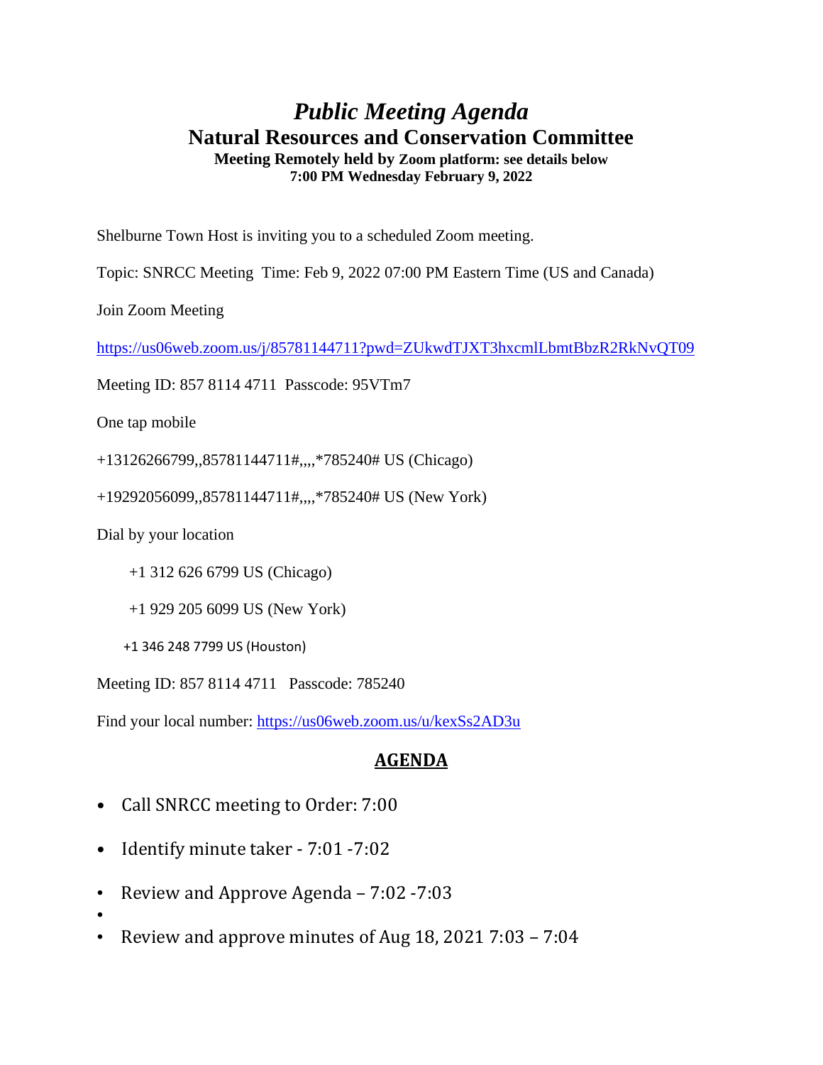# *Public Meeting Agenda*

## Natural Resources and Conservation Committee

**Meeting Remotely held by Zoom platform: see details below**
**7:00 PM Wednesday February 9, 2022**

Shelburne Town Host is inviting you to a scheduled Zoom meeting.

Topic: SNRCC Meeting Time: Feb 9, 2022 07:00 PM Eastern Time (US and Canada)

Join Zoom Meeting

https://us06web.zoom.us/j/85781144711?pwd=ZUkwdTJXT3hxcmlLbmtBbzR2RkNvQT09

Meeting ID: 857 8114 4711 Passcode: 95VTm7

One tap mobile

+13126266799,,85781144711#,,,,*785240# US (Chicago)

+19292056099,,85781144711#,,,,*785240# US (New York)

Dial by your location

+1 312 626 6799 US (Chicago)

+1 929 205 6099 US (New York)

+1 346 248 7799 US (Houston)

Meeting ID: 857 8114 4711 Passcode: 785240

Find your local number: https://us06web.zoom.us/u/kexSs2AD3u

## AGENDA

- Call SNRCC meeting to Order: 7:00
- Identify minute taker - 7:01 -7:02
- Review and Approve Agenda – 7:02 -7:03
- 
- Review and approve minutes of Aug 18, 2021 7:03 – 7:04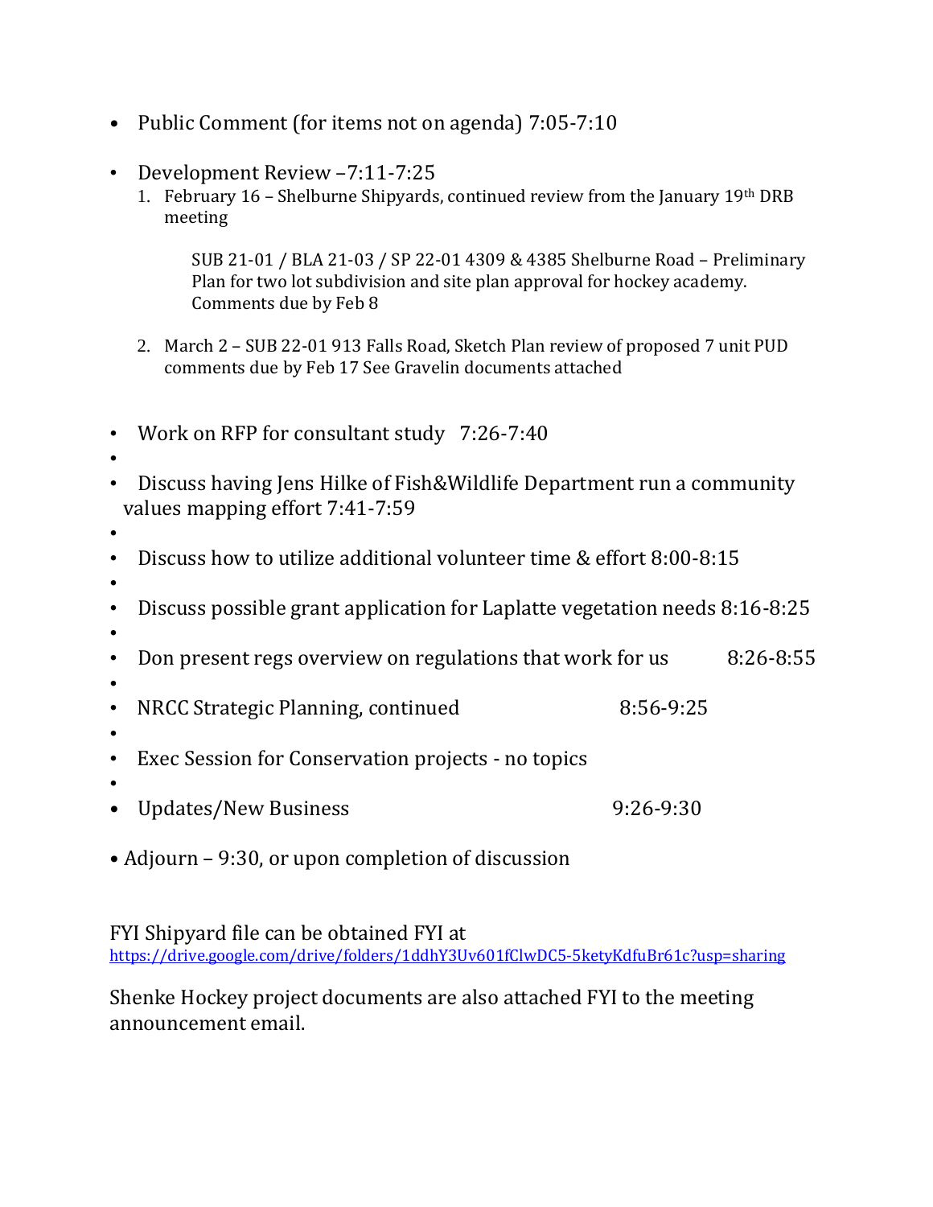- Public Comment (for items not on agenda) 7:05-7:10

- Development Review –7:11-7:25
  1. February 16 – Shelburne Shipyards, continued review from the January 19th DRB meeting

     SUB 21-01 / BLA 21-03 / SP 22-01 4309 & 4385 Shelburne Road – Preliminary Plan for two lot subdivision and site plan approval for hockey academy. Comments due by Feb 8

  2. March 2 – SUB 22-01 913 Falls Road, Sketch Plan review of proposed 7 unit PUD comments due by Feb 17 See Gravelin documents attached

- Work on RFP for consultant study 7:26-7:40
- Discuss having Jens Hilke of Fish&Wildlife Department run a community values mapping effort 7:41-7:59
- Discuss how to utilize additional volunteer time & effort 8:00-8:15
- Discuss possible grant application for Laplatte vegetation needs 8:16-8:25
- Don present regs overview on regulations that work for us 8:26-8:55
- NRCC Strategic Planning, continued 8:56-9:25
- Exec Session for Conservation projects - no topics
- Updates/New Business 9:26-9:30
- Adjourn – 9:30, or upon completion of discussion

FYI Shipyard file can be obtained FYI at
https://drive.google.com/drive/folders/1ddhY3Uv601fClwDC5-5ketyKdfuBr61c?usp=sharing

Shenke Hockey project documents are also attached FYI to the meeting announcement email.